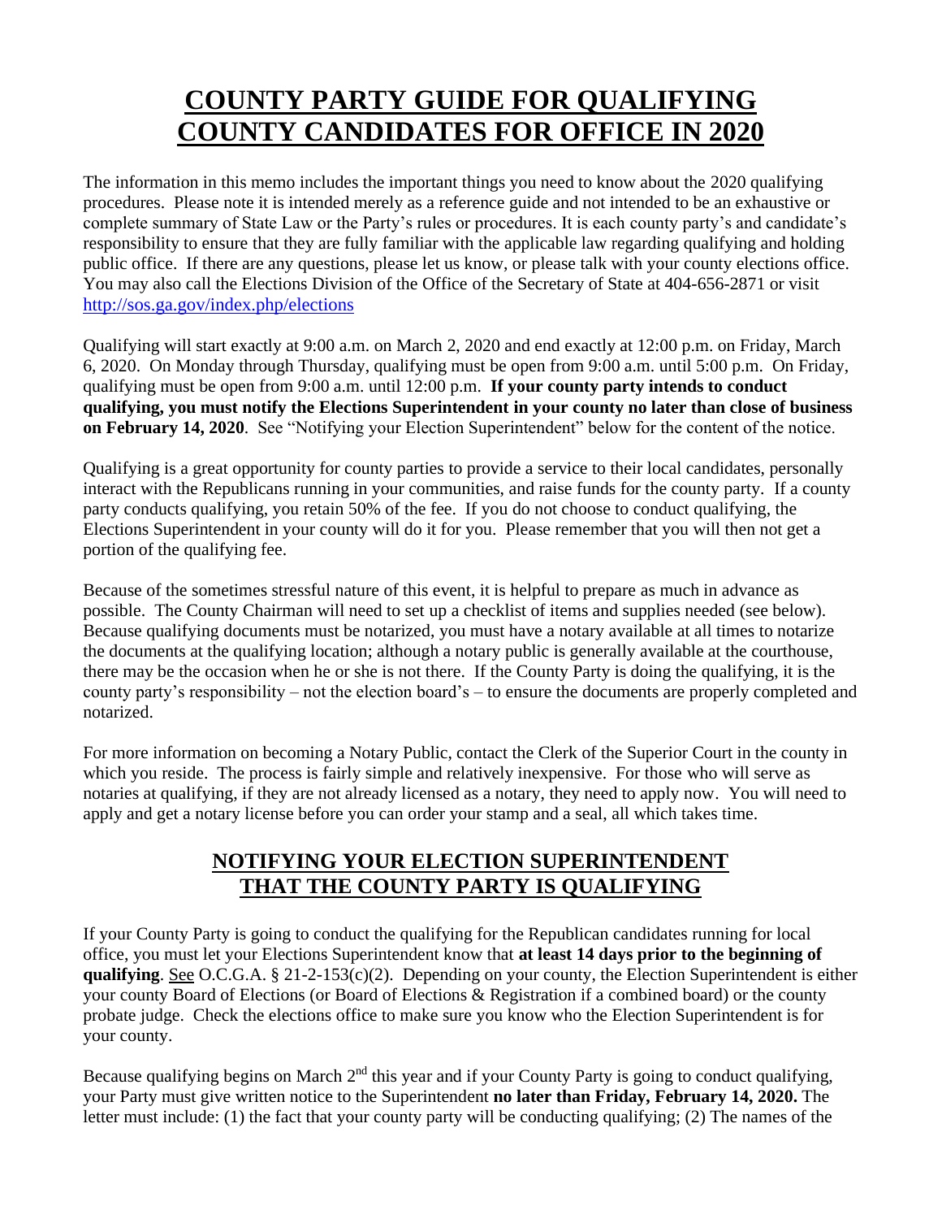# COUNTY PARTY GUIDE FOR QUALIFYING COUNTY CANDIDATES FOR OFFICE IN 2020

The information in this memo includes the important things you need to know about the 2020 qualifying procedures. Please note it is intended merely as a reference guide and not intended to be an exhaustive or complete summary of State Law or the Party's rules or procedures. It is each county party's and candidate's responsibility to ensure that they are fully familiar with the applicable law regarding qualifying and holding public office. If there are any questions, please let us know, or please talk with your county elections office. You may also call the Elections Division of the Office of the Secretary of State at 404-656-2871 or visit http://sos.ga.gov/index.php/elections

Qualifying will start exactly at 9:00 a.m. on March 2, 2020 and end exactly at 12:00 p.m. on Friday, March 6, 2020. On Monday through Thursday, qualifying must be open from 9:00 a.m. until 5:00 p.m. On Friday, qualifying must be open from 9:00 a.m. until 12:00 p.m. **If your county party intends to conduct qualifying, you must notify the Elections Superintendent in your county no later than close of business on February 14, 2020**. See "Notifying your Election Superintendent" below for the content of the notice.

Qualifying is a great opportunity for county parties to provide a service to their local candidates, personally interact with the Republicans running in your communities, and raise funds for the county party. If a county party conducts qualifying, you retain 50% of the fee. If you do not choose to conduct qualifying, the Elections Superintendent in your county will do it for you. Please remember that you will then not get a portion of the qualifying fee.

Because of the sometimes stressful nature of this event, it is helpful to prepare as much in advance as possible. The County Chairman will need to set up a checklist of items and supplies needed (see below). Because qualifying documents must be notarized, you must have a notary available at all times to notarize the documents at the qualifying location; although a notary public is generally available at the courthouse, there may be the occasion when he or she is not there. If the County Party is doing the qualifying, it is the county party's responsibility – not the election board's – to ensure the documents are properly completed and notarized.

For more information on becoming a Notary Public, contact the Clerk of the Superior Court in the county in which you reside. The process is fairly simple and relatively inexpensive. For those who will serve as notaries at qualifying, if they are not already licensed as a notary, they need to apply now. You will need to apply and get a notary license before you can order your stamp and a seal, all which takes time.

## NOTIFYING YOUR ELECTION SUPERINTENDENT THAT THE COUNTY PARTY IS QUALIFYING

If your County Party is going to conduct the qualifying for the Republican candidates running for local office, you must let your Elections Superintendent know that **at least 14 days prior to the beginning of qualifying**. See O.C.G.A. § 21-2-153(c)(2). Depending on your county, the Election Superintendent is either your county Board of Elections (or Board of Elections & Registration if a combined board) or the county probate judge. Check the elections office to make sure you know who the Election Superintendent is for your county.

Because qualifying begins on March 2nd this year and if your County Party is going to conduct qualifying, your Party must give written notice to the Superintendent **no later than Friday, February 14, 2020.** The letter must include: (1) the fact that your county party will be conducting qualifying; (2) The names of the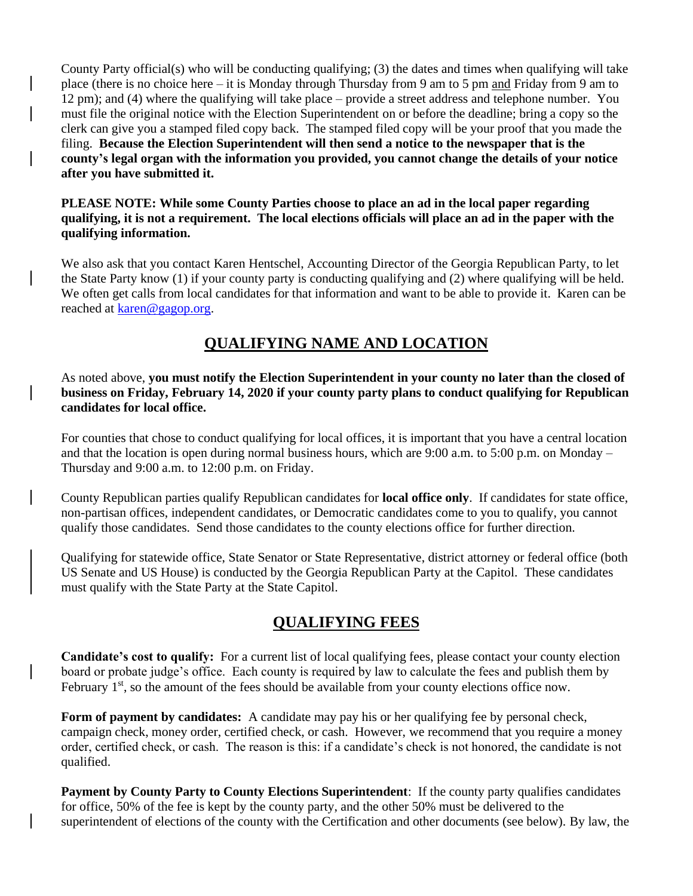County Party official(s) who will be conducting qualifying; (3) the dates and times when qualifying will take place (there is no choice here – it is Monday through Thursday from 9 am to 5 pm and Friday from 9 am to 12 pm); and (4) where the qualifying will take place – provide a street address and telephone number. You must file the original notice with the Election Superintendent on or before the deadline; bring a copy so the clerk can give you a stamped filed copy back. The stamped filed copy will be your proof that you made the filing. **Because the Election Superintendent will then send a notice to the newspaper that is the county's legal organ with the information you provided, you cannot change the details of your notice after you have submitted it.**

**PLEASE NOTE: While some County Parties choose to place an ad in the local paper regarding qualifying, it is not a requirement. The local elections officials will place an ad in the paper with the qualifying information.**

We also ask that you contact Karen Hentschel, Accounting Director of the Georgia Republican Party, to let the State Party know (1) if your county party is conducting qualifying and (2) where qualifying will be held. We often get calls from local candidates for that information and want to be able to provide it. Karen can be reached at [karen@gagop.org](mailto:karen@gagop.org).

## QUALIFYING NAME AND LOCATION

As noted above, **you must notify the Election Superintendent in your county no later than the closed of business on Friday, February 14, 2020 if your county party plans to conduct qualifying for Republican candidates for local office.**

For counties that chose to conduct qualifying for local offices, it is important that you have a central location and that the location is open during normal business hours, which are 9:00 a.m. to 5:00 p.m. on Monday – Thursday and 9:00 a.m. to 12:00 p.m. on Friday.

County Republican parties qualify Republican candidates for **local office only**. If candidates for state office, non-partisan offices, independent candidates, or Democratic candidates come to you to qualify, you cannot qualify those candidates. Send those candidates to the county elections office for further direction.

Qualifying for statewide office, State Senator or State Representative, district attorney or federal office (both US Senate and US House) is conducted by the Georgia Republican Party at the Capitol. These candidates must qualify with the State Party at the State Capitol.

## QUALIFYING FEES

**Candidate's cost to qualify:** For a current list of local qualifying fees, please contact your county election board or probate judge's office. Each county is required by law to calculate the fees and publish them by February 1st, so the amount of the fees should be available from your county elections office now.

**Form of payment by candidates:** A candidate may pay his or her qualifying fee by personal check, campaign check, money order, certified check, or cash. However, we recommend that you require a money order, certified check, or cash. The reason is this: if a candidate's check is not honored, the candidate is not qualified.

**Payment by County Party to County Elections Superintendent**: If the county party qualifies candidates for office, 50% of the fee is kept by the county party, and the other 50% must be delivered to the superintendent of elections of the county with the Certification and other documents (see below). By law, the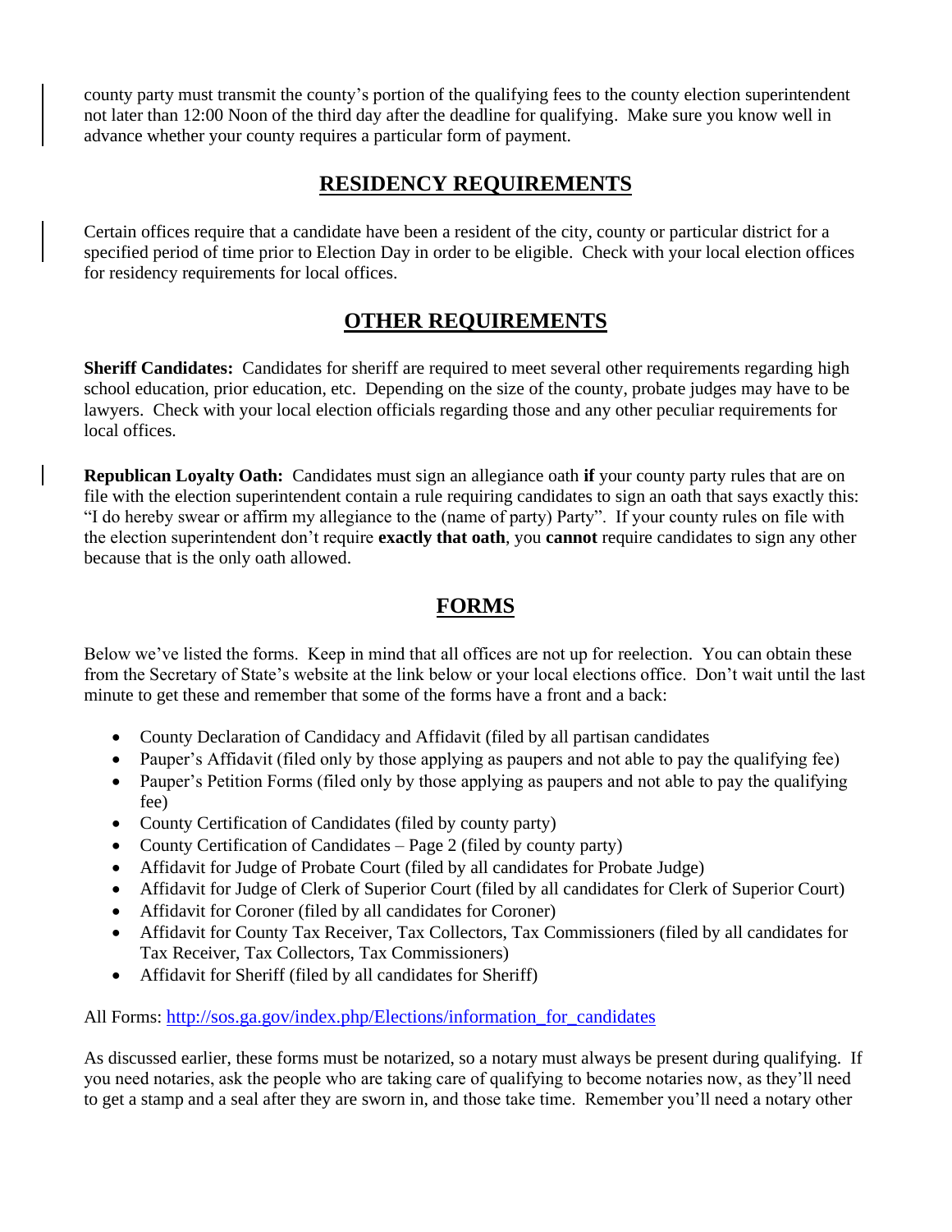county party must transmit the county's portion of the qualifying fees to the county election superintendent not later than 12:00 Noon of the third day after the deadline for qualifying. Make sure you know well in advance whether your county requires a particular form of payment.

## RESIDENCY REQUIREMENTS

Certain offices require that a candidate have been a resident of the city, county or particular district for a specified period of time prior to Election Day in order to be eligible. Check with your local election offices for residency requirements for local offices.

## OTHER REQUIREMENTS

**Sheriff Candidates:** Candidates for sheriff are required to meet several other requirements regarding high school education, prior education, etc. Depending on the size of the county, probate judges may have to be lawyers. Check with your local election officials regarding those and any other peculiar requirements for local offices.

**Republican Loyalty Oath:** Candidates must sign an allegiance oath **if** your county party rules that are on file with the election superintendent contain a rule requiring candidates to sign an oath that says exactly this: "I do hereby swear or affirm my allegiance to the (name of party) Party". If your county rules on file with the election superintendent don't require **exactly that oath**, you **cannot** require candidates to sign any other because that is the only oath allowed.

## FORMS

Below we've listed the forms. Keep in mind that all offices are not up for reelection. You can obtain these from the Secretary of State's website at the link below or your local elections office. Don't wait until the last minute to get these and remember that some of the forms have a front and a back:

- County Declaration of Candidacy and Affidavit (filed by all partisan candidates
- Pauper's Affidavit (filed only by those applying as paupers and not able to pay the qualifying fee)
- Pauper's Petition Forms (filed only by those applying as paupers and not able to pay the qualifying fee)
- County Certification of Candidates (filed by county party)
- County Certification of Candidates – Page 2 (filed by county party)
- Affidavit for Judge of Probate Court (filed by all candidates for Probate Judge)
- Affidavit for Judge of Clerk of Superior Court (filed by all candidates for Clerk of Superior Court)
- Affidavit for Coroner (filed by all candidates for Coroner)
- Affidavit for County Tax Receiver, Tax Collectors, Tax Commissioners (filed by all candidates for Tax Receiver, Tax Collectors, Tax Commissioners)
- Affidavit for Sheriff (filed by all candidates for Sheriff)

All Forms: http://sos.ga.gov/index.php/Elections/information_for_candidates

As discussed earlier, these forms must be notarized, so a notary must always be present during qualifying. If you need notaries, ask the people who are taking care of qualifying to become notaries now, as they'll need to get a stamp and a seal after they are sworn in, and those take time. Remember you'll need a notary other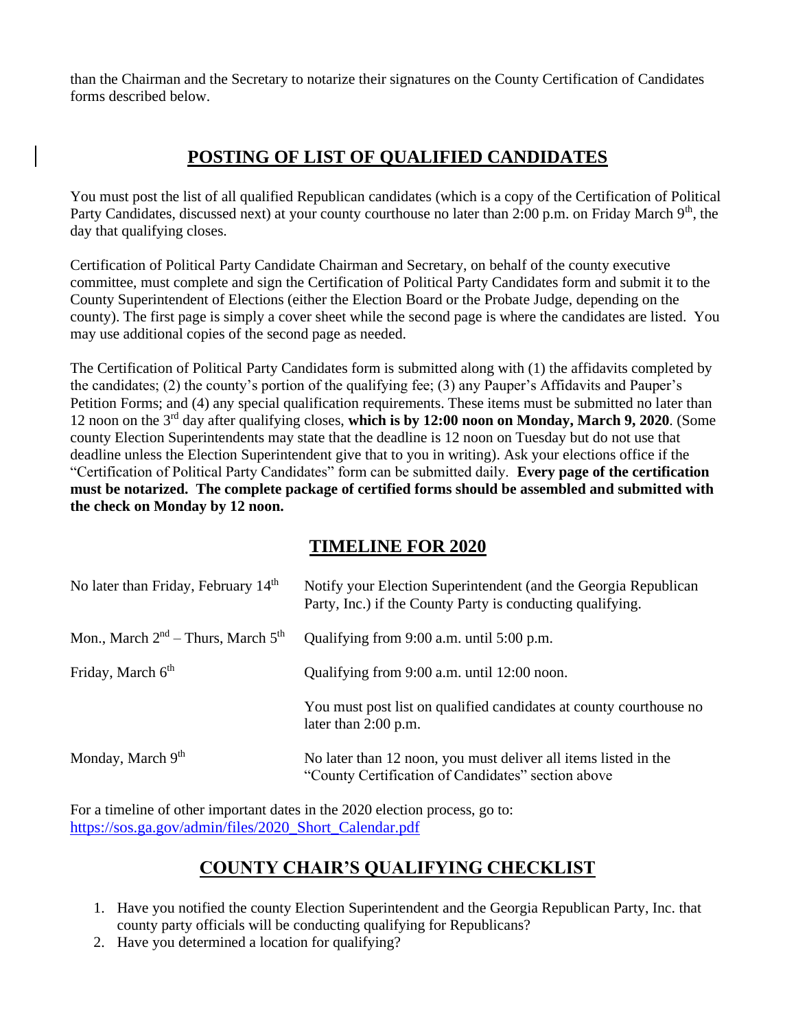than the Chairman and the Secretary to notarize their signatures on the County Certification of Candidates forms described below.

## POSTING OF LIST OF QUALIFIED CANDIDATES

You must post the list of all qualified Republican candidates (which is a copy of the Certification of Political Party Candidates, discussed next) at your county courthouse no later than 2:00 p.m. on Friday March 9th, the day that qualifying closes.

Certification of Political Party Candidate Chairman and Secretary, on behalf of the county executive committee, must complete and sign the Certification of Political Party Candidates form and submit it to the County Superintendent of Elections (either the Election Board or the Probate Judge, depending on the county). The first page is simply a cover sheet while the second page is where the candidates are listed. You may use additional copies of the second page as needed.

The Certification of Political Party Candidates form is submitted along with (1) the affidavits completed by the candidates; (2) the county's portion of the qualifying fee; (3) any Pauper's Affidavits and Pauper's Petition Forms; and (4) any special qualification requirements. These items must be submitted no later than 12 noon on the 3rd day after qualifying closes, **which is by 12:00 noon on Monday, March 9, 2020**. (Some county Election Superintendents may state that the deadline is 12 noon on Tuesday but do not use that deadline unless the Election Superintendent give that to you in writing). Ask your elections office if the "Certification of Political Party Candidates" form can be submitted daily. **Every page of the certification must be notarized. The complete package of certified forms should be assembled and submitted with the check on Monday by 12 noon.**

## TIMELINE FOR 2020

| | |
|---|---|
| No later than Friday, February 14th | Notify your Election Superintendent (and the Georgia Republican Party, Inc.) if the County Party is conducting qualifying. |
| Mon., March 2nd – Thurs, March 5th | Qualifying from 9:00 a.m. until 5:00 p.m. |
| Friday, March 6th | Qualifying from 9:00 a.m. until 12:00 noon. |
| | You must post list on qualified candidates at county courthouse no later than 2:00 p.m. |
| Monday, March 9th | No later than 12 noon, you must deliver all items listed in the "County Certification of Candidates" section above |

For a timeline of other important dates in the 2020 election process, go to: https://sos.ga.gov/admin/files/2020_Short_Calendar.pdf

## COUNTY CHAIR'S QUALIFYING CHECKLIST

1. Have you notified the county Election Superintendent and the Georgia Republican Party, Inc. that county party officials will be conducting qualifying for Republicans?
2. Have you determined a location for qualifying?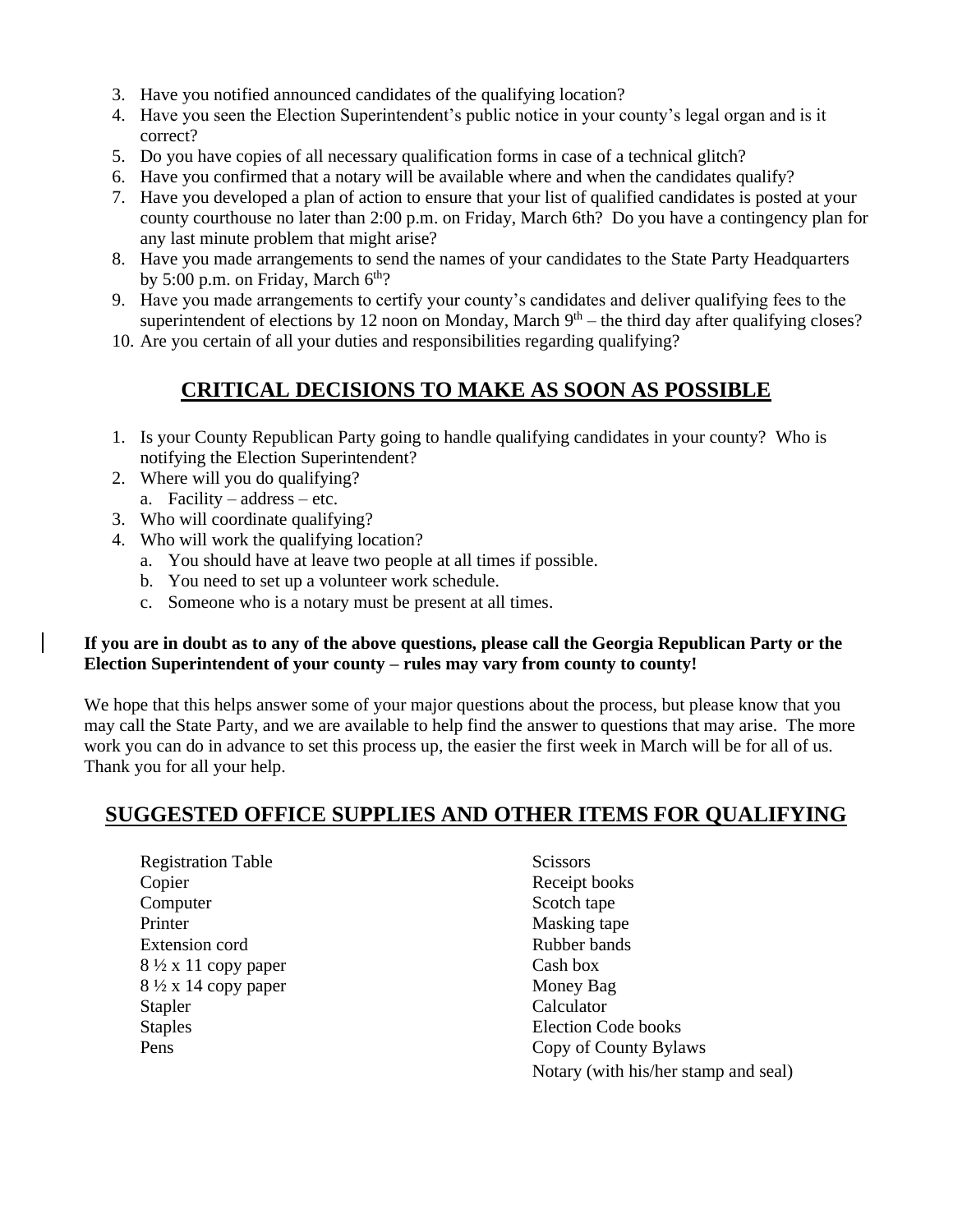3. Have you notified announced candidates of the qualifying location?
4. Have you seen the Election Superintendent's public notice in your county's legal organ and is it correct?
5. Do you have copies of all necessary qualification forms in case of a technical glitch?
6. Have you confirmed that a notary will be available where and when the candidates qualify?
7. Have you developed a plan of action to ensure that your list of qualified candidates is posted at your county courthouse no later than 2:00 p.m. on Friday, March 6th? Do you have a contingency plan for any last minute problem that might arise?
8. Have you made arrangements to send the names of your candidates to the State Party Headquarters by 5:00 p.m. on Friday, March 6th?
9. Have you made arrangements to certify your county's candidates and deliver qualifying fees to the superintendent of elections by 12 noon on Monday, March 9th – the third day after qualifying closes?
10. Are you certain of all your duties and responsibilities regarding qualifying?

## CRITICAL DECISIONS TO MAKE AS SOON AS POSSIBLE

1. Is your County Republican Party going to handle qualifying candidates in your county? Who is notifying the Election Superintendent?
2. Where will you do qualifying?
   a. Facility – address – etc.
3. Who will coordinate qualifying?
4. Who will work the qualifying location?
   a. You should have at leave two people at all times if possible.
   b. You need to set up a volunteer work schedule.
   c. Someone who is a notary must be present at all times.

**If you are in doubt as to any of the above questions, please call the Georgia Republican Party or the Election Superintendent of your county – rules may vary from county to county!**

We hope that this helps answer some of your major questions about the process, but please know that you may call the State Party, and we are available to help find the answer to questions that may arise. The more work you can do in advance to set this process up, the easier the first week in March will be for all of us. Thank you for all your help.

## SUGGESTED OFFICE SUPPLIES AND OTHER ITEMS FOR QUALIFYING

- Registration Table
- Copier
- Computer
- Printer
- Extension cord
- 8 ½ x 11 copy paper
- 8 ½ x 14 copy paper
- Stapler
- Staples
- Pens
- Scissors
- Receipt books
- Scotch tape
- Masking tape
- Rubber bands
- Cash box
- Money Bag
- Calculator
- Election Code books
- Copy of County Bylaws
- Notary (with his/her stamp and seal)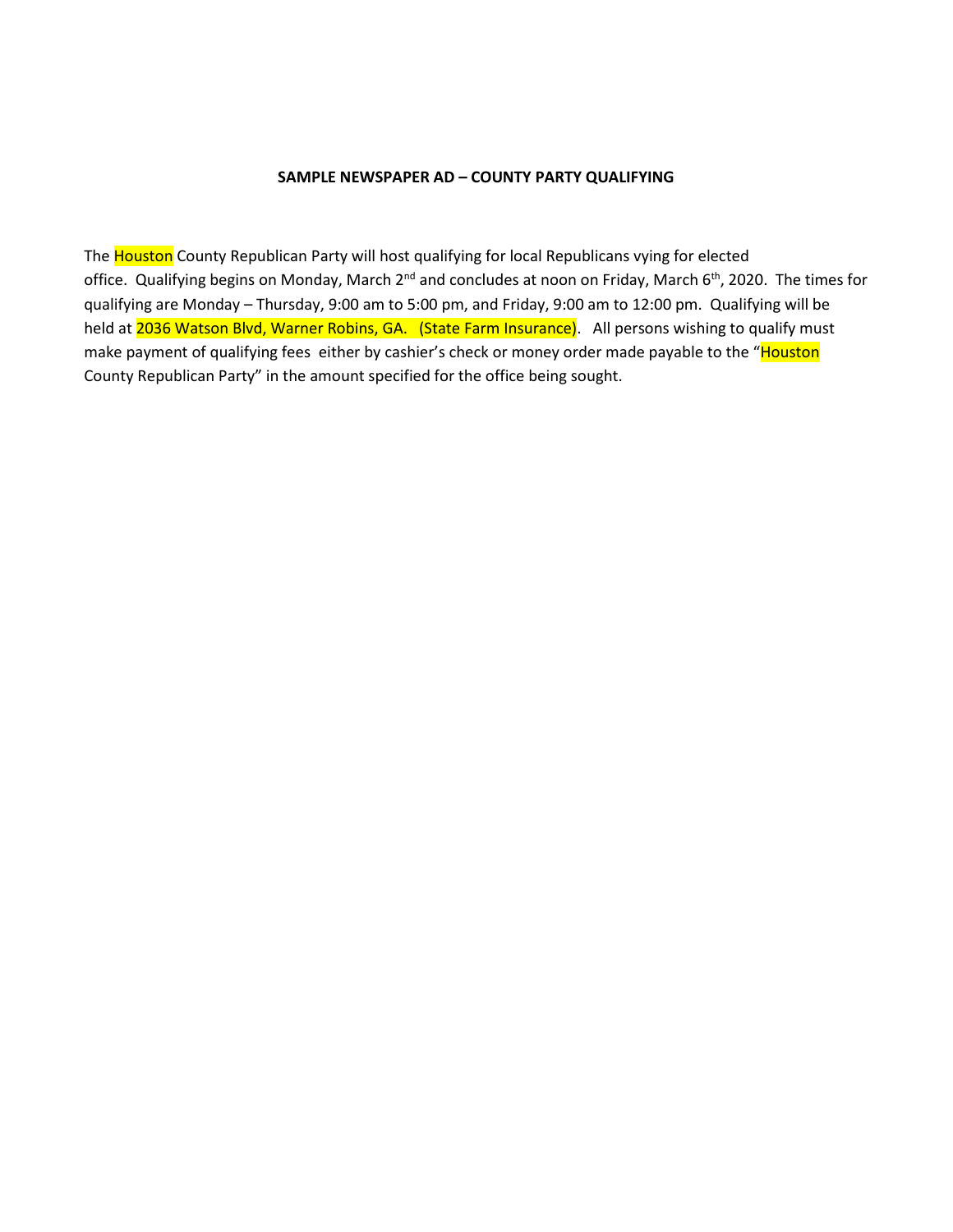**SAMPLE NEWSPAPER AD – COUNTY PARTY QUALIFYING**

The Houston County Republican Party will host qualifying for local Republicans vying for elected office. Qualifying begins on Monday, March 2nd and concludes at noon on Friday, March 6th, 2020. The times for qualifying are Monday – Thursday, 9:00 am to 5:00 pm, and Friday, 9:00 am to 12:00 pm. Qualifying will be held at 2036 Watson Blvd, Warner Robins, GA. (State Farm Insurance). All persons wishing to qualify must make payment of qualifying fees either by cashier's check or money order made payable to the "Houston County Republican Party" in the amount specified for the office being sought.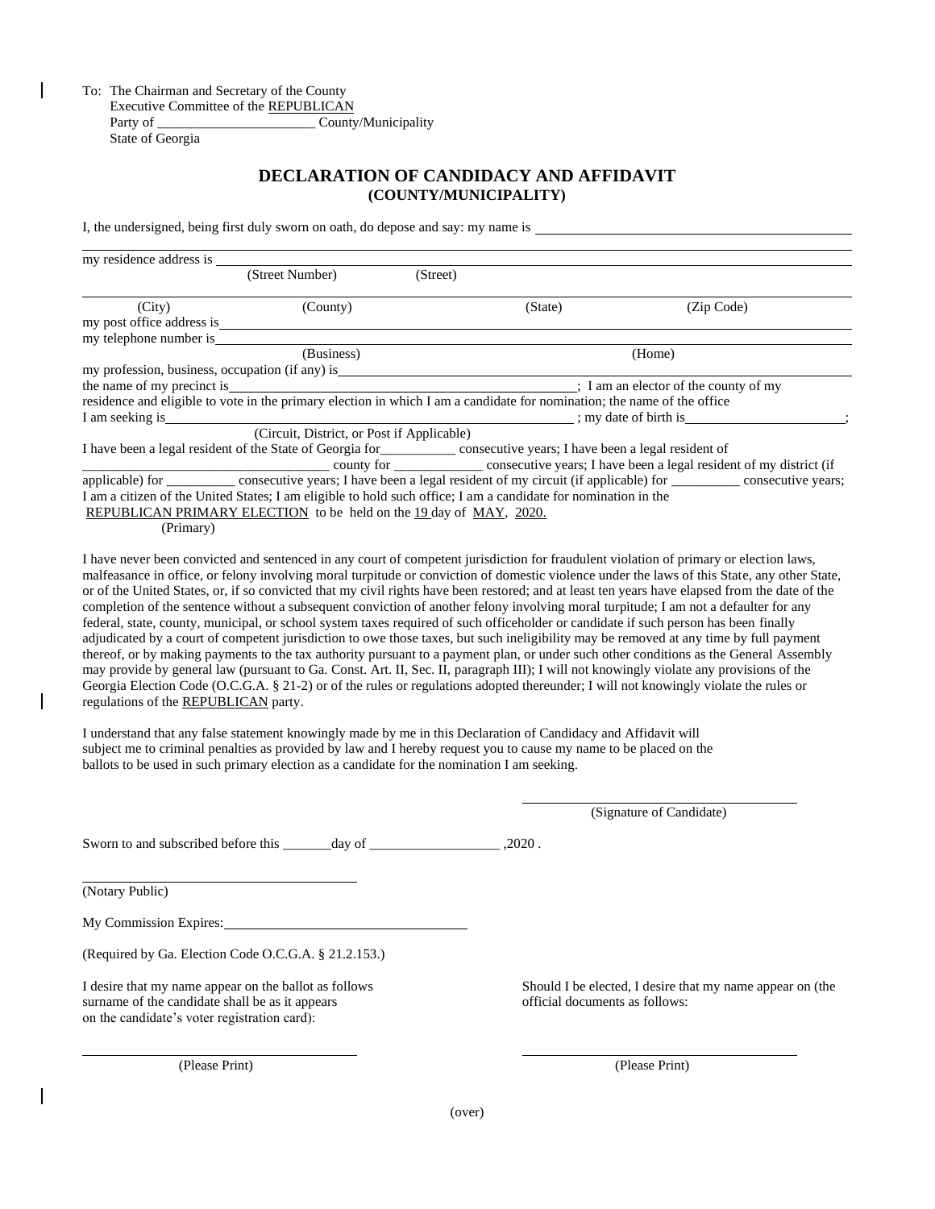To: The Chairman and Secretary of the County
Executive Committee of the REPUBLICAN
Party of _______________________ County/Municipality
State of Georgia

## DECLARATION OF CANDIDACY AND AFFIDAVIT
### (COUNTY/MUNICIPALITY)

I, the undersigned, being first duly sworn on oath, do depose and say: my name is ______________________________________________

my residence address is ______________________________________________
(Street Number) (Street)

______________________________________________
(City) (County) (State) (Zip Code)

my post office address is ______________________________________________

my telephone number is ______________________________________________
(Business) (Home)

my profession, business, occupation (if any) is ______________________________________________

the name of my precinct is ______________________________________________; I am an elector of the county of my residence and eligible to vote in the primary election in which I am a candidate for nomination; the name of the office I am seeking is ______________________________________________ ; my date of birth is ______________________;
(Circuit, District, or Post if Applicable)

I have been a legal resident of the State of Georgia for__________ consecutive years; I have been a legal resident of ___________________________________ county for ____________ consecutive years; I have been a legal resident of my district (if applicable) for _________ consecutive years; I have been a legal resident of my circuit (if applicable) for _________ consecutive years; I am a citizen of the United States; I am eligible to hold such office; I am a candidate for nomination in the REPUBLICAN PRIMARY ELECTION to be held on the 19 day of MAY, 2020.
(Primary)

I have never been convicted and sentenced in any court of competent jurisdiction for fraudulent violation of primary or election laws, malfeasance in office, or felony involving moral turpitude or conviction of domestic violence under the laws of this State, any other State, or of the United States, or, if so convicted that my civil rights have been restored; and at least ten years have elapsed from the date of the completion of the sentence without a subsequent conviction of another felony involving moral turpitude; I am not a defaulter for any federal, state, county, municipal, or school system taxes required of such officeholder or candidate if such person has been finally adjudicated by a court of competent jurisdiction to owe those taxes, but such ineligibility may be removed at any time by full payment thereof, or by making payments to the tax authority pursuant to a payment plan, or under such other conditions as the General Assembly may provide by general law (pursuant to Ga. Const. Art. II, Sec. II, paragraph III); I will not knowingly violate any provisions of the Georgia Election Code (O.C.G.A. § 21-2) or of the rules or regulations adopted thereunder; I will not knowingly violate the rules or regulations of the REPUBLICAN party.

I understand that any false statement knowingly made by me in this Declaration of Candidacy and Affidavit will subject me to criminal penalties as provided by law and I hereby request you to cause my name to be placed on the ballots to be used in such primary election as a candidate for the nomination I am seeking.

______________________________
(Signature of Candidate)

Sworn to and subscribed before this _______day of __________________ ,2020 .

______________________________
(Notary Public)

My Commission Expires: ______________________________

(Required by Ga. Election Code O.C.G.A. § 21.2.153.)

I desire that my name appear on the ballot as follows surname of the candidate shall be as it appears on the candidate's voter registration card):

______________________________
(Please Print)

Should I be elected, I desire that my name appear on (the official documents as follows:

______________________________
(Please Print)

(over)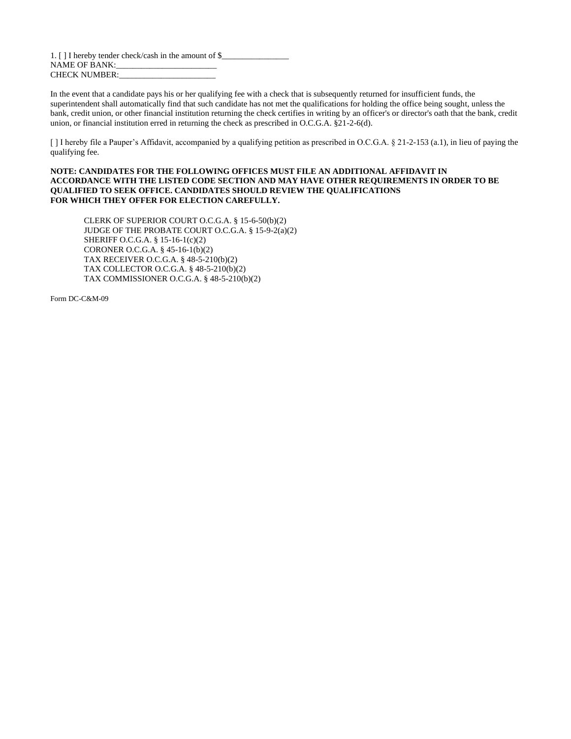1. [ ] I hereby tender check/cash in the amount of $________________
NAME OF BANK:________________________
CHECK NUMBER:_______________________

In the event that a candidate pays his or her qualifying fee with a check that is subsequently returned for insufficient funds, the superintendent shall automatically find that such candidate has not met the qualifications for holding the office being sought, unless the bank, credit union, or other financial institution returning the check certifies in writing by an officer's or director's oath that the bank, credit union, or financial institution erred in returning the check as prescribed in O.C.G.A. §21-2-6(d).

[ ] I hereby file a Pauper's Affidavit, accompanied by a qualifying petition as prescribed in O.C.G.A. § 21-2-153 (a.1), in lieu of paying the qualifying fee.

**NOTE: CANDIDATES FOR THE FOLLOWING OFFICES MUST FILE AN ADDITIONAL AFFIDAVIT IN ACCORDANCE WITH THE LISTED CODE SECTION AND MAY HAVE OTHER REQUIREMENTS IN ORDER TO BE QUALIFIED TO SEEK OFFICE. CANDIDATES SHOULD REVIEW THE QUALIFICATIONS FOR WHICH THEY OFFER FOR ELECTION CAREFULLY.**

CLERK OF SUPERIOR COURT O.C.G.A. § 15-6-50(b)(2)
JUDGE OF THE PROBATE COURT O.C.G.A. § 15-9-2(a)(2)
SHERIFF O.C.G.A. § 15-16-1(c)(2)
CORONER O.C.G.A. § 45-16-1(b)(2)
TAX RECEIVER O.C.G.A. § 48-5-210(b)(2)
TAX COLLECTOR O.C.G.A. § 48-5-210(b)(2)
TAX COMMISSIONER O.C.G.A. § 48-5-210(b)(2)

Form DC-C&M-09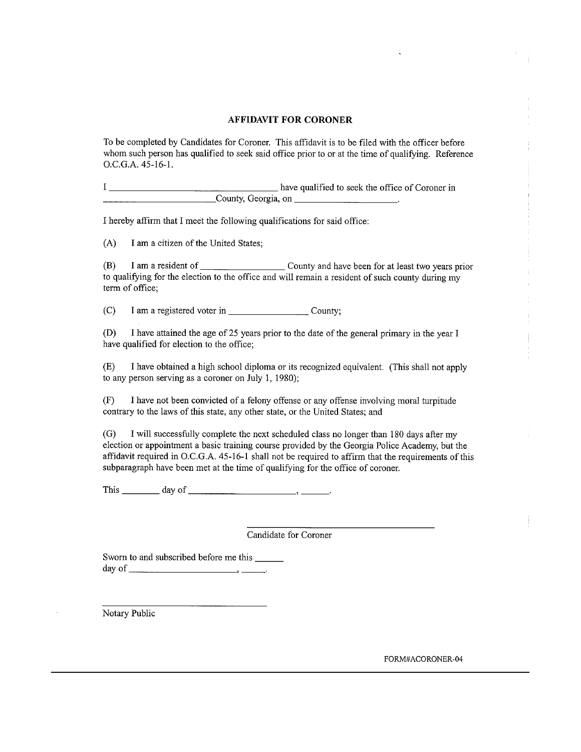## AFFIDAVIT FOR CORONER

To be completed by Candidates for Coroner. This affidavit is to be filed with the officer before whom such person has qualified to seek said office prior to or at the time of qualifying. Reference O.C.G.A. 45-16-1.

I ______________________________ have qualified to seek the office of Coroner in ______________________County, Georgia, on ____________________.

I hereby affirm that I meet the following qualifications for said office:

(A) I am a citizen of the United States;

(B) I am a resident of _______________ County and have been for at least two years prior to qualifying for the election to the office and will remain a resident of such county during my term of office;

(C) I am a registered voter in _______________ County;

(D) I have attained the age of 25 years prior to the date of the general primary in the year I have qualified for election to the office;

(E) I have obtained a high school diploma or its recognized equivalent. (This shall not apply to any person serving as a coroner on July 1, 1980);

(F) I have not been convicted of a felony offense or any offense involving moral turpitude contrary to the laws of this state, any other state, or the United States; and

(G) I will successfully complete the next scheduled class no longer than 180 days after my election or appointment a basic training course provided by the Georgia Police Academy, but the affidavit required in O.C.G.A. 45-16-1 shall not be required to affirm that the requirements of this subparagraph have been met at the time of qualifying for the office of coroner.

This _______ day of ____________________, _____.

____________________________________
Candidate for Coroner

Sworn to and subscribed before me this _____ day of ____________________, _____.

______________________________
Notary Public

FORM#ACORONER-04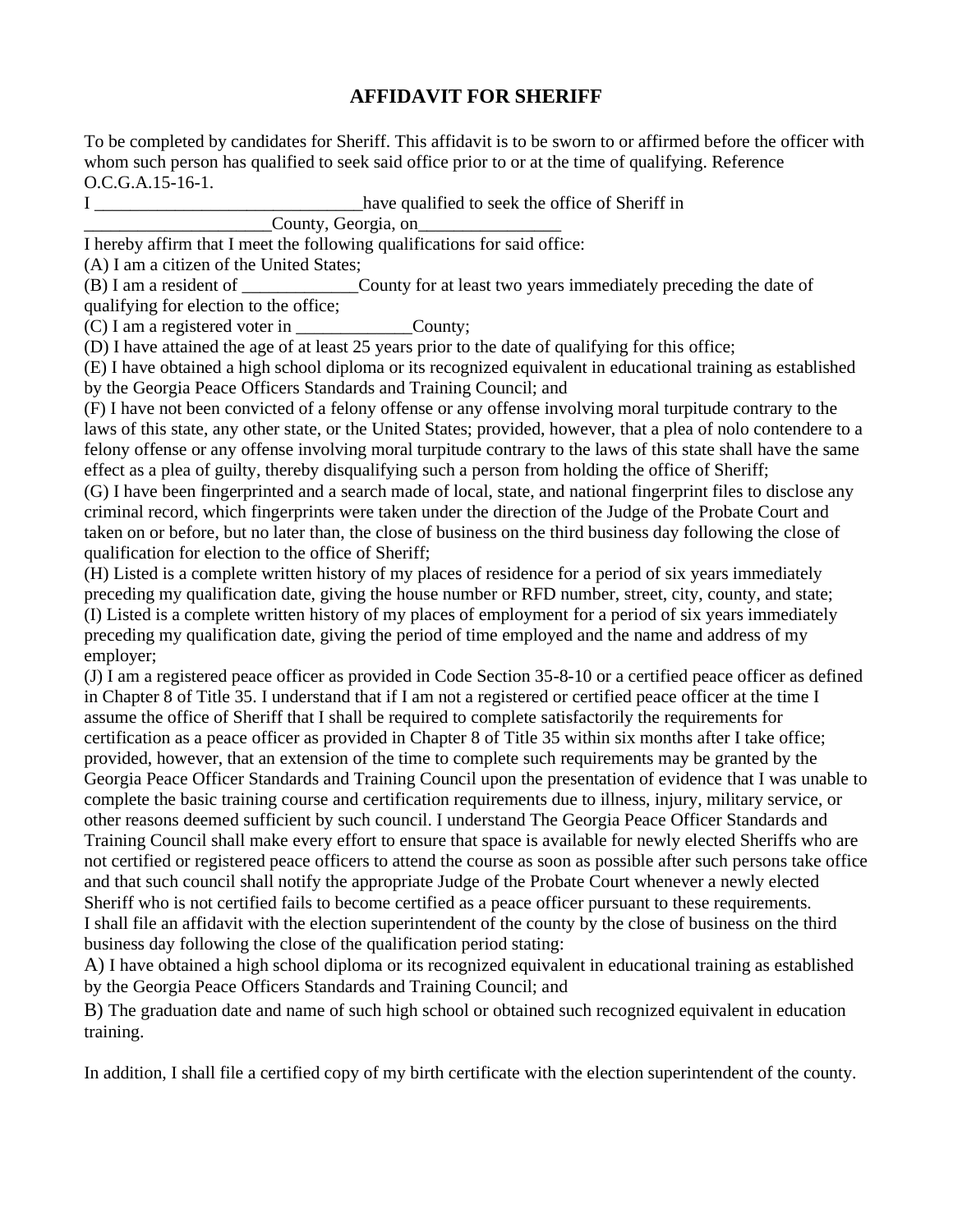# AFFIDAVIT FOR SHERIFF

To be completed by candidates for Sheriff. This affidavit is to be sworn to or affirmed before the officer with whom such person has qualified to seek said office prior to or at the time of qualifying. Reference O.C.G.A.15-16-1.

I ______________________________have qualified to seek the office of Sheriff in _____________________County, Georgia, on________________

I hereby affirm that I meet the following qualifications for said office:

(A) I am a citizen of the United States;

(B) I am a resident of _____________County for at least two years immediately preceding the date of qualifying for election to the office;

(C) I am a registered voter in _____________County;

(D) I have attained the age of at least 25 years prior to the date of qualifying for this office;

(E) I have obtained a high school diploma or its recognized equivalent in educational training as established by the Georgia Peace Officers Standards and Training Council; and

(F) I have not been convicted of a felony offense or any offense involving moral turpitude contrary to the laws of this state, any other state, or the United States; provided, however, that a plea of nolo contendere to a felony offense or any offense involving moral turpitude contrary to the laws of this state shall have the same effect as a plea of guilty, thereby disqualifying such a person from holding the office of Sheriff;

(G) I have been fingerprinted and a search made of local, state, and national fingerprint files to disclose any criminal record, which fingerprints were taken under the direction of the Judge of the Probate Court and taken on or before, but no later than, the close of business on the third business day following the close of qualification for election to the office of Sheriff;

(H) Listed is a complete written history of my places of residence for a period of six years immediately preceding my qualification date, giving the house number or RFD number, street, city, county, and state;

(I) Listed is a complete written history of my places of employment for a period of six years immediately preceding my qualification date, giving the period of time employed and the name and address of my employer;

(J) I am a registered peace officer as provided in Code Section 35-8-10 or a certified peace officer as defined in Chapter 8 of Title 35. I understand that if I am not a registered or certified peace officer at the time I assume the office of Sheriff that I shall be required to complete satisfactorily the requirements for certification as a peace officer as provided in Chapter 8 of Title 35 within six months after I take office; provided, however, that an extension of the time to complete such requirements may be granted by the Georgia Peace Officer Standards and Training Council upon the presentation of evidence that I was unable to complete the basic training course and certification requirements due to illness, injury, military service, or other reasons deemed sufficient by such council. I understand The Georgia Peace Officer Standards and Training Council shall make every effort to ensure that space is available for newly elected Sheriffs who are not certified or registered peace officers to attend the course as soon as possible after such persons take office and that such council shall notify the appropriate Judge of the Probate Court whenever a newly elected Sheriff who is not certified fails to become certified as a peace officer pursuant to these requirements.

I shall file an affidavit with the election superintendent of the county by the close of business on the third business day following the close of the qualification period stating:

A) I have obtained a high school diploma or its recognized equivalent in educational training as established by the Georgia Peace Officers Standards and Training Council; and

B) The graduation date and name of such high school or obtained such recognized equivalent in education training.

In addition, I shall file a certified copy of my birth certificate with the election superintendent of the county.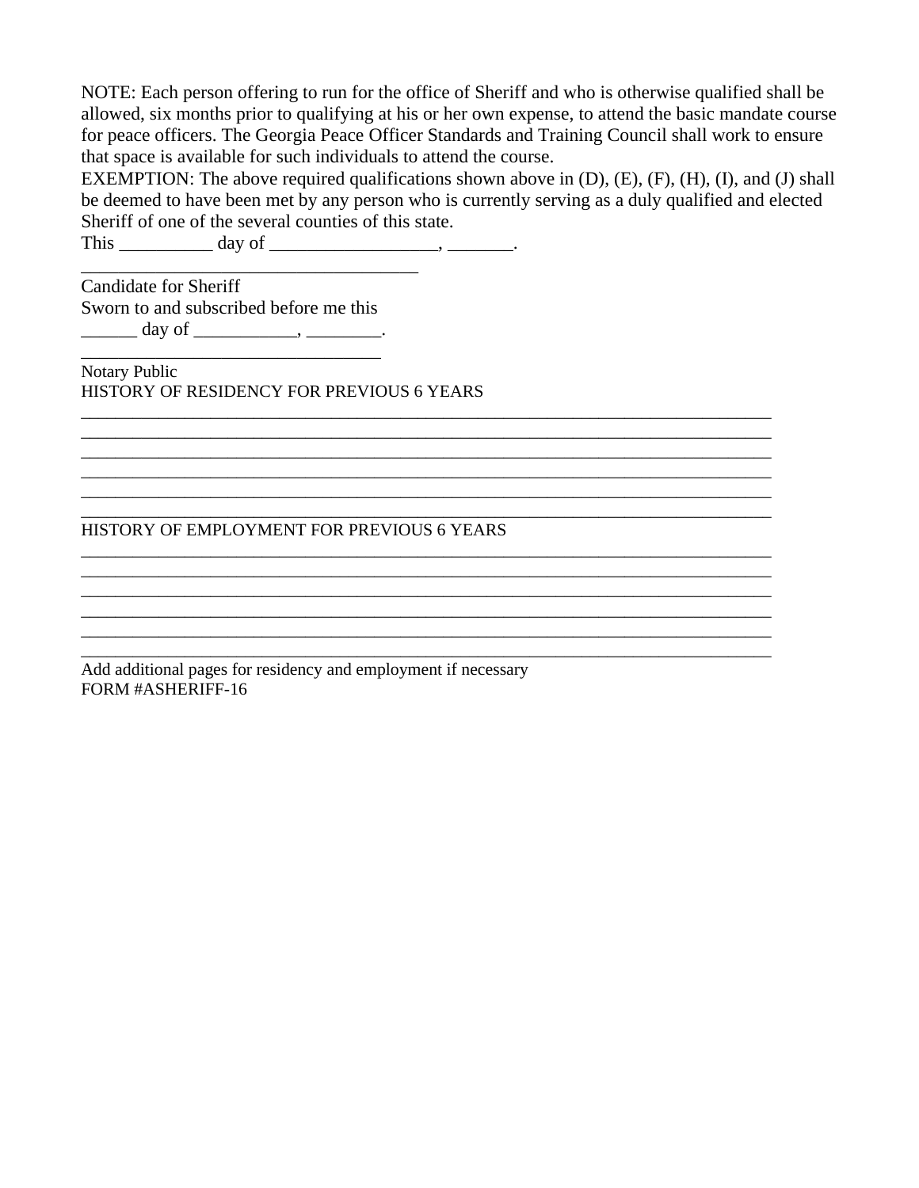NOTE: Each person offering to run for the office of Sheriff and who is otherwise qualified shall be allowed, six months prior to qualifying at his or her own expense, to attend the basic mandate course for peace officers. The Georgia Peace Officer Standards and Training Council shall work to ensure that space is available for such individuals to attend the course.

EXEMPTION: The above required qualifications shown above in (D), (E), (F), (H), (I), and (J) shall be deemed to have been met by any person who is currently serving as a duly qualified and elected Sheriff of one of the several counties of this state.

This __________ day of __________________, _______.

______________________________________

Candidate for Sheriff

Sworn to and subscribed before me this

______ day of ___________, ________.

_________________________________

Notary Public

HISTORY OF RESIDENCY FOR PREVIOUS 6 YEARS

______________________________________________________________________________

______________________________________________________________________________

______________________________________________________________________________

______________________________________________________________________________

______________________________________________________________________________

______________________________________________________________________________

HISTORY OF EMPLOYMENT FOR PREVIOUS 6 YEARS

______________________________________________________________________________

______________________________________________________________________________

______________________________________________________________________________

______________________________________________________________________________

______________________________________________________________________________

______________________________________________________________________________

Add additional pages for residency and employment if necessary

FORM #ASHERIFF-16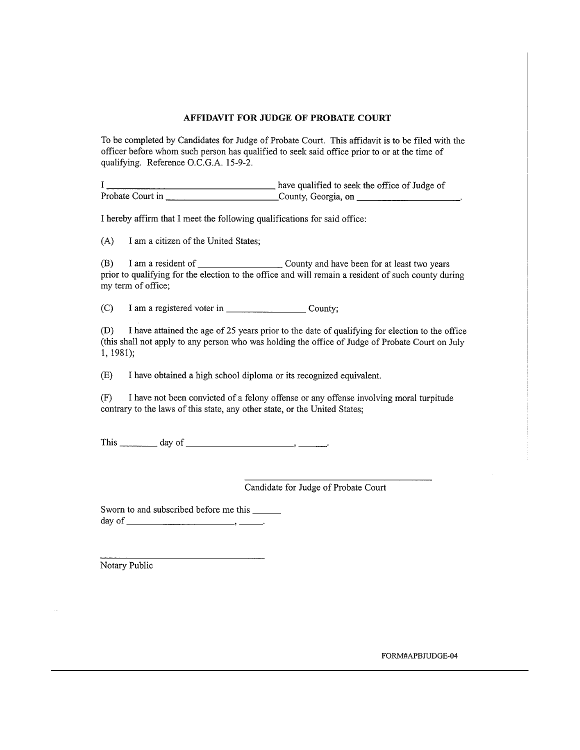## AFFIDAVIT FOR JUDGE OF PROBATE COURT

To be completed by Candidates for Judge of Probate Court. This affidavit is to be filed with the officer before whom such person has qualified to seek said office prior to or at the time of qualifying. Reference O.C.G.A. 15-9-2.

I ______________________________ have qualified to seek the office of Judge of Probate Court in ____________________County, Georgia, on ____________________.

I hereby affirm that I meet the following qualifications for said office:

(A) I am a citizen of the United States;

(B) I am a resident of ______________ County and have been for at least two years prior to qualifying for the election to the office and will remain a resident of such county during my term of office;

(C) I am a registered voter in ______________ County;

(D) I have attained the age of 25 years prior to the date of qualifying for election to the office (this shall not apply to any person who was holding the office of Judge of Probate Court on July 1, 1981);

(E) I have obtained a high school diploma or its recognized equivalent.

(F) I have not been convicted of a felony offense or any offense involving moral turpitude contrary to the laws of this state, any other state, or the United States;

This _______ day of ____________________, _____.

______________________________
Candidate for Judge of Probate Court

Sworn to and subscribed before me this _____ day of ____________________, _____.

______________________________
Notary Public

FORM#APBJUDGE-04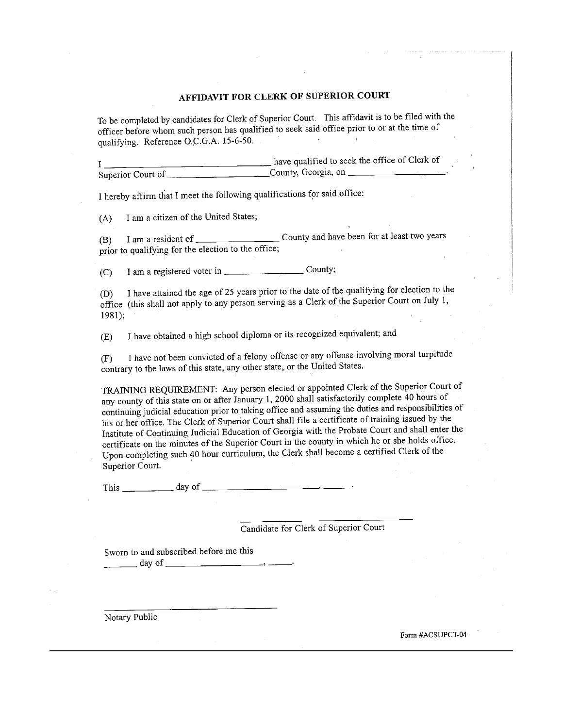# AFFIDAVIT FOR CLERK OF SUPERIOR COURT

To be completed by candidates for Clerk of Superior Court. This affidavit is to be filed with the officer before whom such person has qualified to seek said office prior to or at the time of qualifying. Reference O.C.G.A. 15-6-50.

I ________________________________ have qualified to seek the office of Clerk of Superior Court of ____________________County, Georgia, on ____________________.

I hereby affirm that I meet the following qualifications for said office:

(A) I am a citizen of the United States;

(B) I am a resident of ________________ County and have been for at least two years prior to qualifying for the election to the office;

(C) I am a registered voter in ________________ County;

(D) I have attained the age of 25 years prior to the date of the qualifying for election to the office (this shall not apply to any person serving as a Clerk of the Superior Court on July 1, 1981);

(E) I have obtained a high school diploma or its recognized equivalent; and

(F) I have not been convicted of a felony offense or any offense involving moral turpitude contrary to the laws of this state, any other state, or the United States.

TRAINING REQUIREMENT: Any person elected or appointed Clerk of the Superior Court of any county of this state on or after January 1, 2000 shall satisfactorily complete 40 hours of continuing judicial education prior to taking office and assuming the duties and responsibilities of his or her office. The Clerk of Superior Court shall file a certificate of training issued by the Institute of Continuing Judicial Education of Georgia with the Probate Court and shall enter the certificate on the minutes of the Superior Court in the county in which he or she holds office. Upon completing such 40 hour curriculum, the Clerk shall become a certified Clerk of the Superior Court.

This __________ day of ________________________, ______.

________________________________
Candidate for Clerk of Superior Court

Sworn to and subscribed before me this
_______ day of ____________________, _____.

________________________________
Notary Public

Form #ACSUPCT-04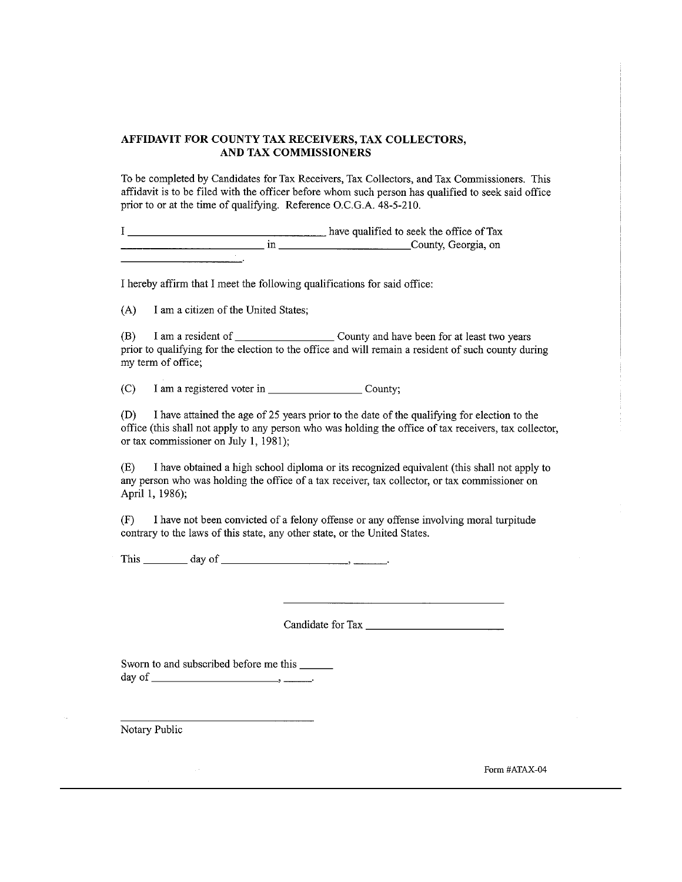## AFFIDAVIT FOR COUNTY TAX RECEIVERS, TAX COLLECTORS, AND TAX COMMISSIONERS

To be completed by Candidates for Tax Receivers, Tax Collectors, and Tax Commissioners. This affidavit is to be filed with the officer before whom such person has qualified to seek said office prior to or at the time of qualifying. Reference O.C.G.A. 48-5-210.

I ___________________________________ have qualified to seek the office of Tax __________________________ in ________________________County, Georgia, on ______________________.

I hereby affirm that I meet the following qualifications for said office:

(A) I am a citizen of the United States;

(B) I am a resident of _________________ County and have been for at least two years prior to qualifying for the election to the office and will remain a resident of such county during my term of office;

(C) I am a registered voter in _________________ County;

(D) I have attained the age of 25 years prior to the date of the qualifying for election to the office (this shall not apply to any person who was holding the office of tax receivers, tax collector, or tax commissioner on July 1, 1981);

(E) I have obtained a high school diploma or its recognized equivalent (this shall not apply to any person who was holding the office of a tax receiver, tax collector, or tax commissioner on April 1, 1986);

(F) I have not been convicted of a felony offense or any offense involving moral turpitude contrary to the laws of this state, any other state, or the United States.

This ________ day of _______________________, ______.

\_\_\_\_\_\_\_\_\_\_\_\_\_\_\_\_\_\_\_\_\_\_\_\_\_\_\_\_\_\_\_\_\_\_\_\_\_\_\_\_

Candidate for Tax _________________________

Sworn to and subscribed before me this ______ day of _______________________, ______.

\_\_\_\_\_\_\_\_\_\_\_\_\_\_\_\_\_\_\_\_\_\_\_\_\_\_\_\_\_\_\_\_\_\_

Notary Public

Form #ATAX-04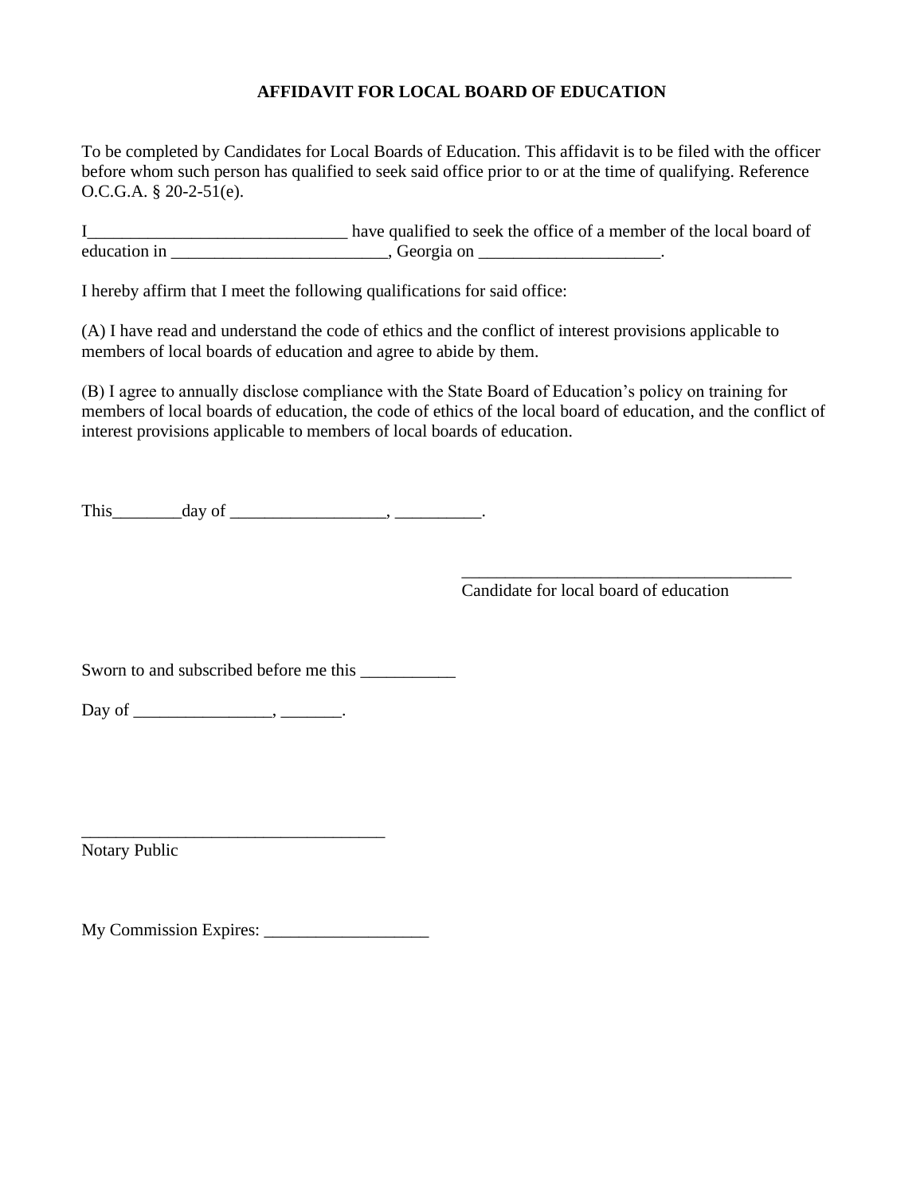# AFFIDAVIT FOR LOCAL BOARD OF EDUCATION

To be completed by Candidates for Local Boards of Education. This affidavit is to be filed with the officer before whom such person has qualified to seek said office prior to or at the time of qualifying. Reference O.C.G.A. § 20-2-51(e).

I______________________________ have qualified to seek the office of a member of the local board of education in _________________________, Georgia on _____________________.

I hereby affirm that I meet the following qualifications for said office:

(A) I have read and understand the code of ethics and the conflict of interest provisions applicable to members of local boards of education and agree to abide by them.

(B) I agree to annually disclose compliance with the State Board of Education's policy on training for members of local boards of education, the code of ethics of the local board of education, and the conflict of interest provisions applicable to members of local boards of education.

This________day of __________________, __________.

_______________________________________
Candidate for local board of education

Sworn to and subscribed before me this ___________

Day of ________________, _______.

___________________________________
Notary Public

My Commission Expires: ___________________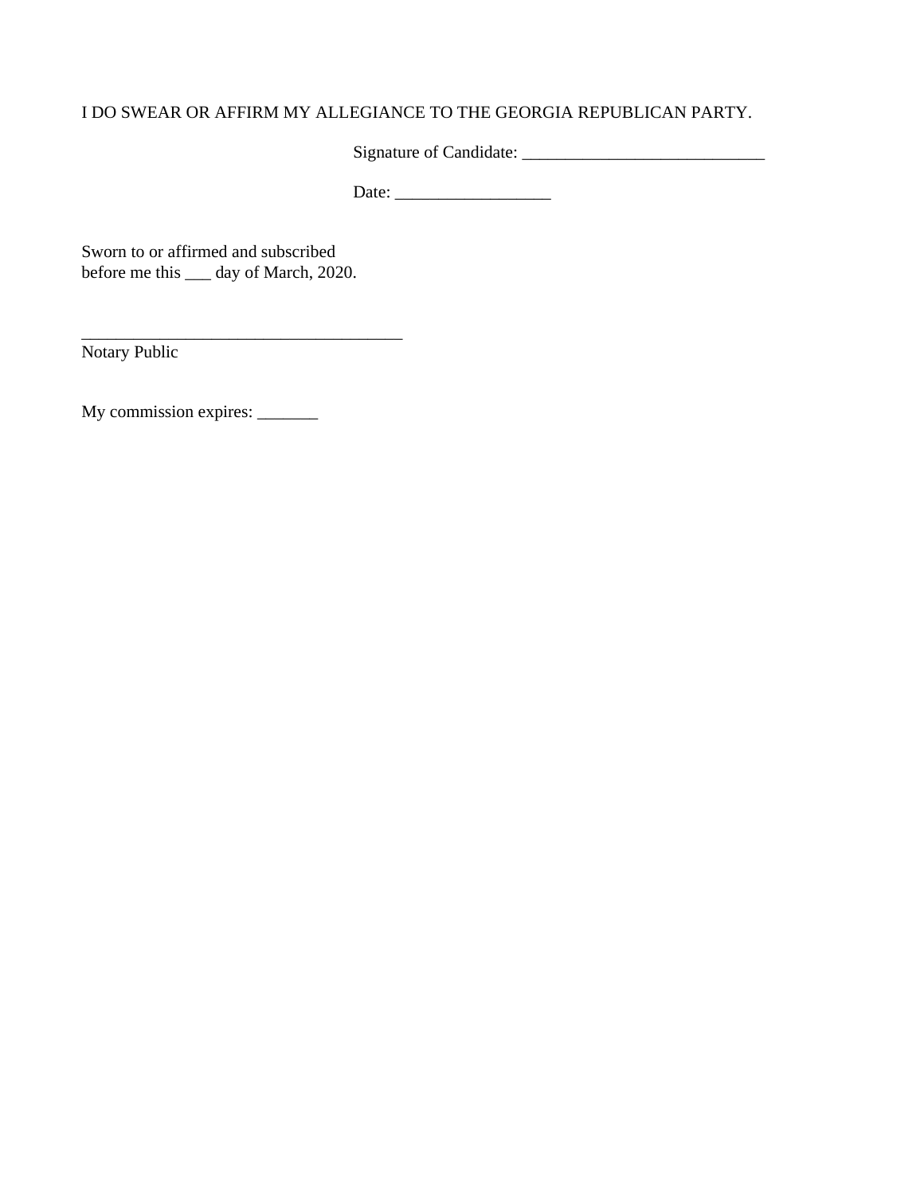I DO SWEAR OR AFFIRM MY ALLEGIANCE TO THE GEORGIA REPUBLICAN PARTY.

Signature of Candidate: ____________________________

Date: __________________

Sworn to or affirmed and subscribed
before me this ___ day of March, 2020.

_____________________________________
Notary Public

My commission expires: _______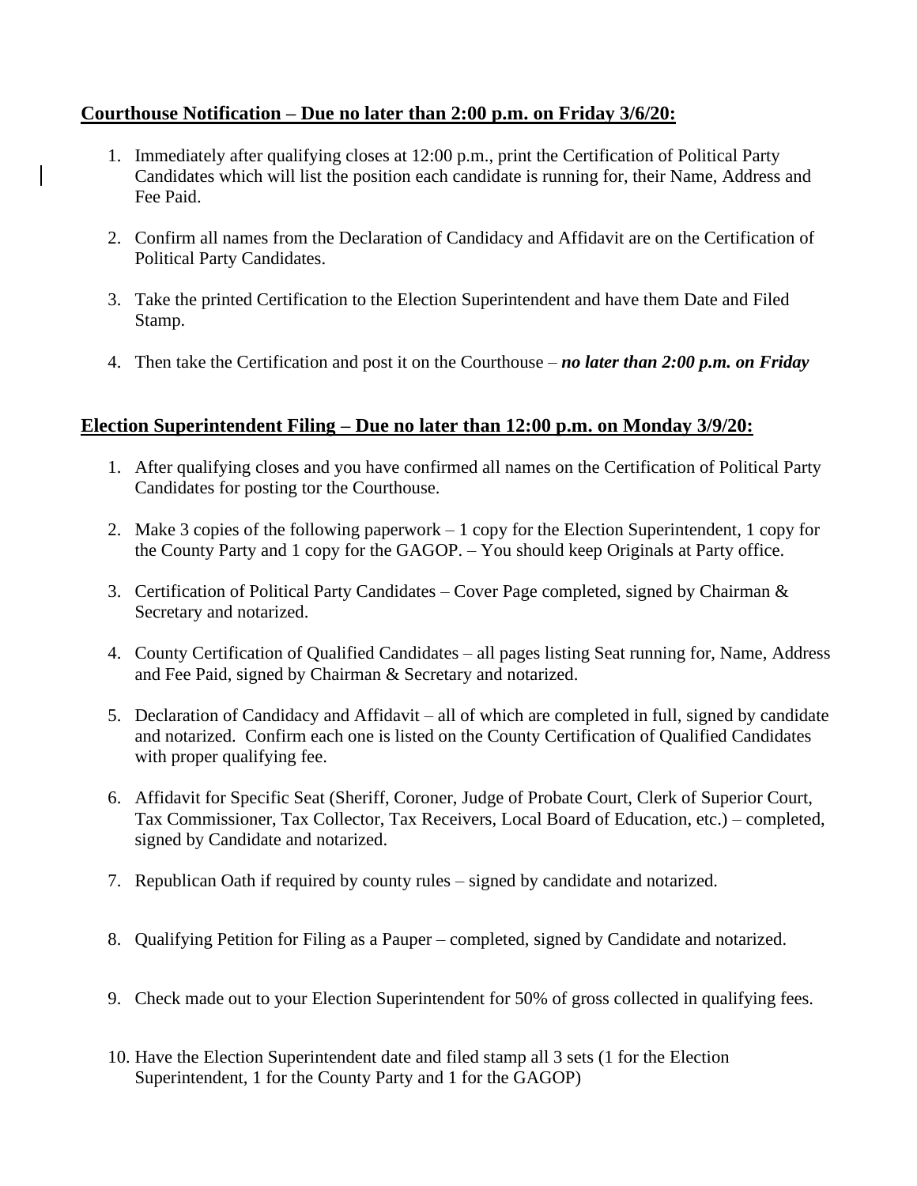**Courthouse Notification – Due no later than 2:00 p.m. on Friday 3/6/20:**

1. Immediately after qualifying closes at 12:00 p.m., print the Certification of Political Party Candidates which will list the position each candidate is running for, their Name, Address and Fee Paid.

2. Confirm all names from the Declaration of Candidacy and Affidavit are on the Certification of Political Party Candidates.

3. Take the printed Certification to the Election Superintendent and have them Date and Filed Stamp.

4. Then take the Certification and post it on the Courthouse – ***no later than 2:00 p.m. on Friday***

**Election Superintendent Filing – Due no later than 12:00 p.m. on Monday 3/9/20:**

1. After qualifying closes and you have confirmed all names on the Certification of Political Party Candidates for posting tor the Courthouse.

2. Make 3 copies of the following paperwork – 1 copy for the Election Superintendent, 1 copy for the County Party and 1 copy for the GAGOP. – You should keep Originals at Party office.

3. Certification of Political Party Candidates – Cover Page completed, signed by Chairman & Secretary and notarized.

4. County Certification of Qualified Candidates – all pages listing Seat running for, Name, Address and Fee Paid, signed by Chairman & Secretary and notarized.

5. Declaration of Candidacy and Affidavit – all of which are completed in full, signed by candidate and notarized. Confirm each one is listed on the County Certification of Qualified Candidates with proper qualifying fee.

6. Affidavit for Specific Seat (Sheriff, Coroner, Judge of Probate Court, Clerk of Superior Court, Tax Commissioner, Tax Collector, Tax Receivers, Local Board of Education, etc.) – completed, signed by Candidate and notarized.

7. Republican Oath if required by county rules – signed by candidate and notarized.

8. Qualifying Petition for Filing as a Pauper – completed, signed by Candidate and notarized.

9. Check made out to your Election Superintendent for 50% of gross collected in qualifying fees.

10. Have the Election Superintendent date and filed stamp all 3 sets (1 for the Election Superintendent, 1 for the County Party and 1 for the GAGOP)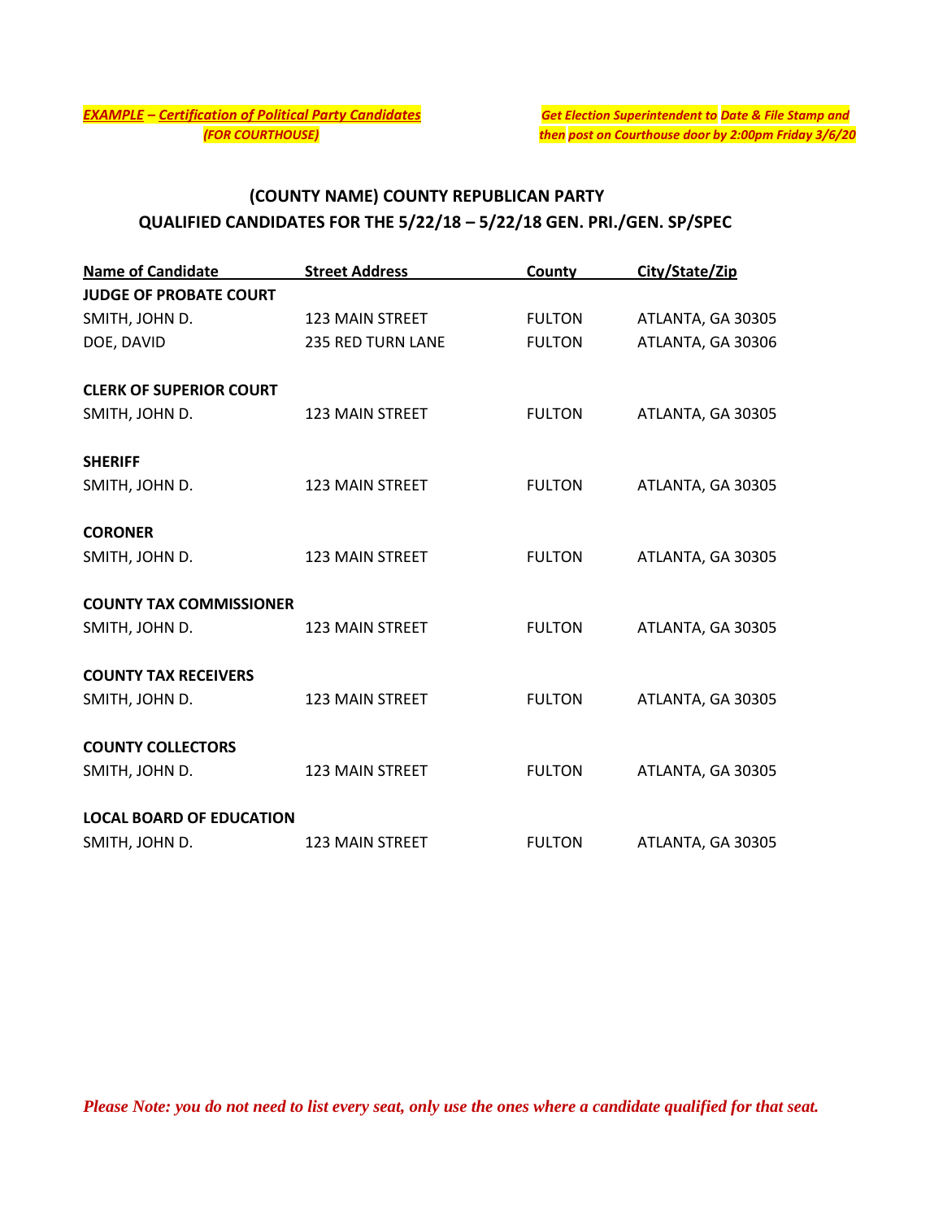***EXAMPLE – Certification of Political Party Candidates***
***(FOR COURTHOUSE)***

***Get Election Superintendent to Date & File Stamp and then post on Courthouse door by 2:00pm Friday 3/6/20***

## (COUNTY NAME) COUNTY REPUBLICAN PARTY
## QUALIFIED CANDIDATES FOR THE 5/22/18 – 5/22/18 GEN. PRI./GEN. SP/SPEC

| Name of Candidate | Street Address | County | City/State/Zip |
|---|---|---|---|
| **JUDGE OF PROBATE COURT** | | | |
| SMITH, JOHN D. | 123 MAIN STREET | FULTON | ATLANTA, GA 30305 |
| DOE, DAVID | 235 RED TURN LANE | FULTON | ATLANTA, GA 30306 |
| **CLERK OF SUPERIOR COURT** | | | |
| SMITH, JOHN D. | 123 MAIN STREET | FULTON | ATLANTA, GA 30305 |
| **SHERIFF** | | | |
| SMITH, JOHN D. | 123 MAIN STREET | FULTON | ATLANTA, GA 30305 |
| **CORONER** | | | |
| SMITH, JOHN D. | 123 MAIN STREET | FULTON | ATLANTA, GA 30305 |
| **COUNTY TAX COMMISSIONER** | | | |
| SMITH, JOHN D. | 123 MAIN STREET | FULTON | ATLANTA, GA 30305 |
| **COUNTY TAX RECEIVERS** | | | |
| SMITH, JOHN D. | 123 MAIN STREET | FULTON | ATLANTA, GA 30305 |
| **COUNTY COLLECTORS** | | | |
| SMITH, JOHN D. | 123 MAIN STREET | FULTON | ATLANTA, GA 30305 |
| **LOCAL BOARD OF EDUCATION** | | | |
| SMITH, JOHN D. | 123 MAIN STREET | FULTON | ATLANTA, GA 30305 |

***Please Note: you do not need to list every seat, only use the ones where a candidate qualified for that seat.***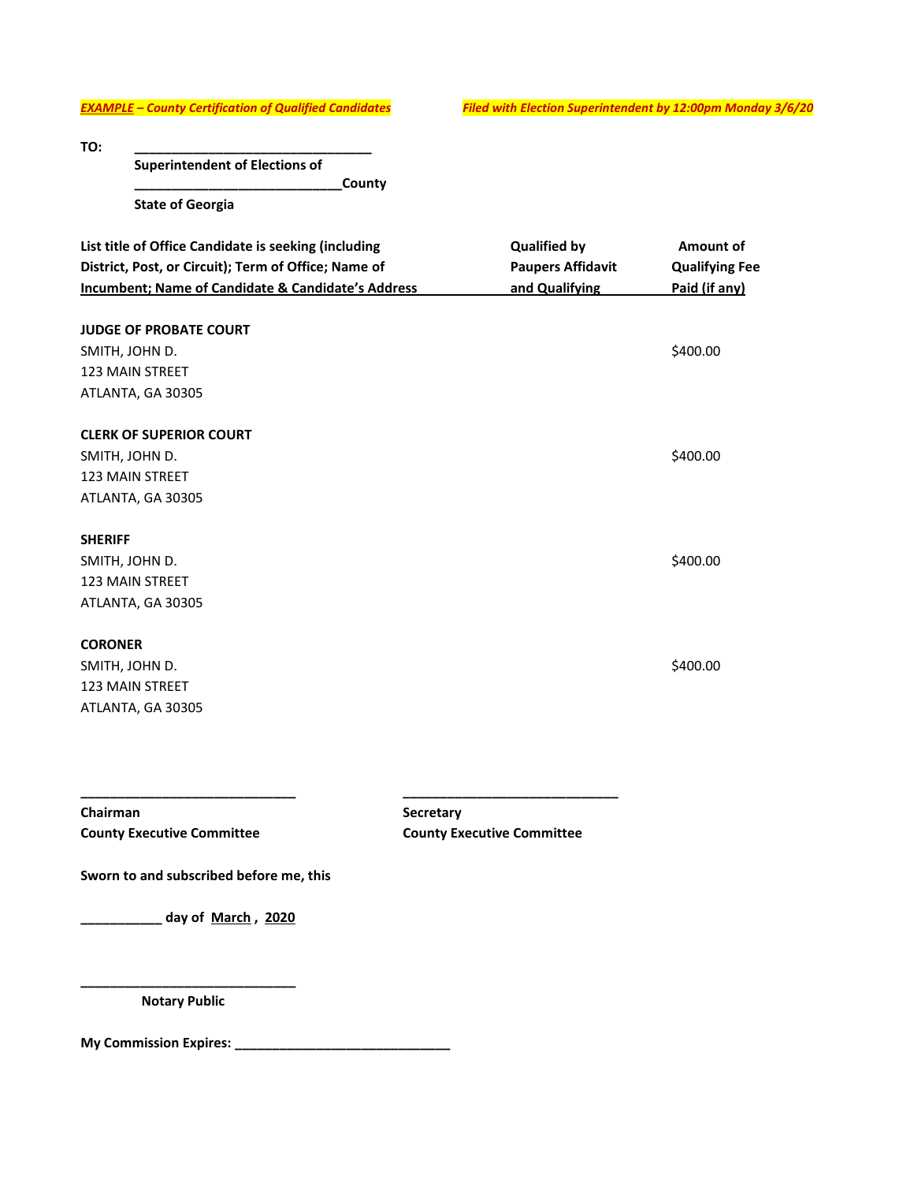***EXAMPLE* – County Certification of Qualified Candidates** ***Filed with Election Superintendent by 12:00pm Monday 3/6/20***

**TO:** ________________________________

**Superintendent of Elections of**

**____________________________County**

**State of Georgia**

| List title of Office Candidate is seeking (including District, Post, or Circuit); Term of Office; Name of Incumbent; Name of Candidate & Candidate's Address | Qualified by Paupers Affidavit and Qualifying | Amount of Qualifying Fee Paid (if any) |
|---|---|---|
| **JUDGE OF PROBATE COURT**<br>SMITH, JOHN D.<br>123 MAIN STREET<br>ATLANTA, GA 30305 | | $400.00 |
| **CLERK OF SUPERIOR COURT**<br>SMITH, JOHN D.<br>123 MAIN STREET<br>ATLANTA, GA 30305 | | $400.00 |
| **SHERIFF**<br>SMITH, JOHN D.<br>123 MAIN STREET<br>ATLANTA, GA 30305 | | $400.00 |
| **CORONER**<br>SMITH, JOHN D.<br>123 MAIN STREET<br>ATLANTA, GA 30305 | | $400.00 |

______________________________ ______________________________

**Chairman** **Secretary**

**County Executive Committee** **County Executive Committee**

**Sworn to and subscribed before me, this**

**___________ day of March , 2020**

______________________________

**Notary Public**

**My Commission Expires:** ______________________________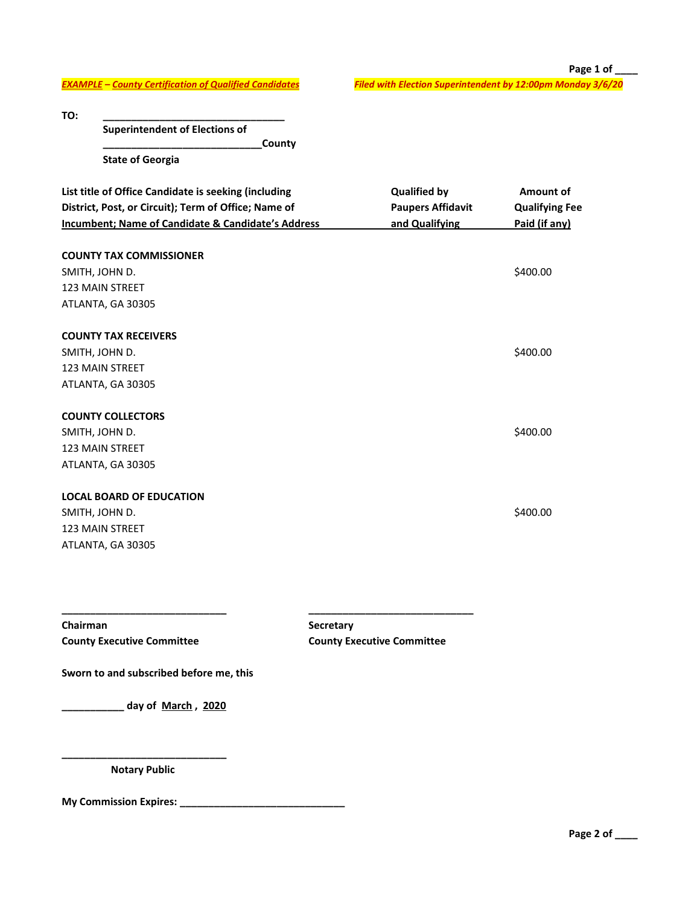*EXAMPLE – County Certification of Qualified Candidates* *Filed with Election Superintendent by 12:00pm Monday 3/6/20*

**TO:** ________________________________

**Superintendent of Elections of**

**___________________________County**

**State of Georgia**

| List title of Office Candidate is seeking (including District, Post, or Circuit); Term of Office; Name of Incumbent; Name of Candidate & Candidate's Address | Qualified by Paupers Affidavit and Qualifying | Amount of Qualifying Fee Paid (if any) |
|---|---|---|
| **COUNTY TAX COMMISSIONER**<br>SMITH, JOHN D.<br>123 MAIN STREET<br>ATLANTA, GA 30305 | | $400.00 |
| **COUNTY TAX RECEIVERS**<br>SMITH, JOHN D.<br>123 MAIN STREET<br>ATLANTA, GA 30305 | | $400.00 |
| **COUNTY COLLECTORS**<br>SMITH, JOHN D.<br>123 MAIN STREET<br>ATLANTA, GA 30305 | | $400.00 |
| **LOCAL BOARD OF EDUCATION**<br>SMITH, JOHN D.<br>123 MAIN STREET<br>ATLANTA, GA 30305 | | $400.00 |

_____________________________ _____________________________

**Chairman** **Secretary**
**County Executive Committee** **County Executive Committee**

**Sworn to and subscribed before me, this**

**___________ day of March, 2020**

_____________________________

**Notary Public**

**My Commission Expires:** _____________________________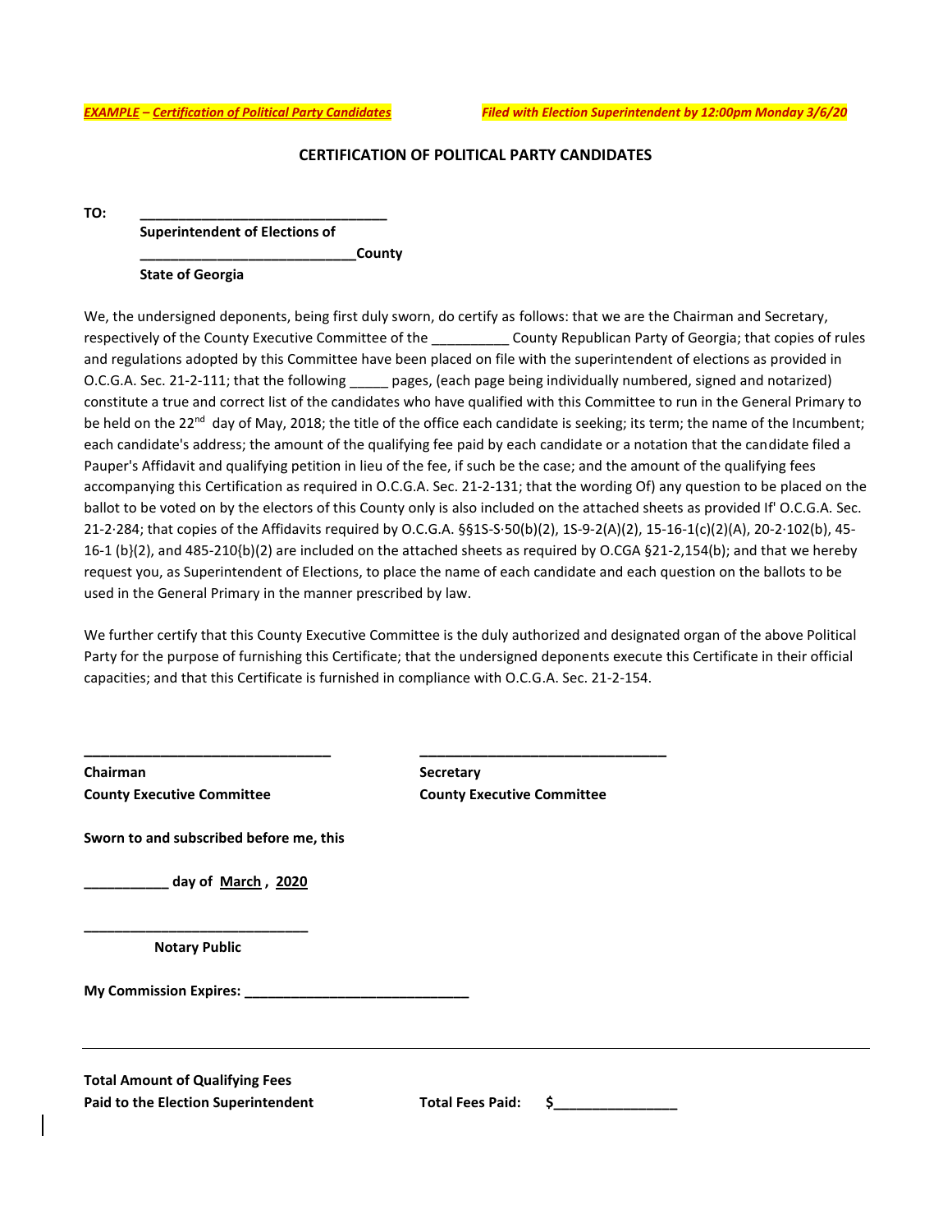***EXAMPLE – Certification of Political Party Candidates*** ***Filed with Election Superintendent by 12:00pm Monday 3/6/20***

**CERTIFICATION OF POLITICAL PARTY CANDIDATES**

**TO:** **________________________________**
**Superintendent of Elections of**
**____________________________County**
**State of Georgia**

We, the undersigned deponents, being first duly sworn, do certify as follows: that we are the Chairman and Secretary, respectively of the County Executive Committee of the __________ County Republican Party of Georgia; that copies of rules and regulations adopted by this Committee have been placed on file with the superintendent of elections as provided in O.C.G.A. Sec. 21-2-111; that the following _____ pages, (each page being individually numbered, signed and notarized) constitute a true and correct list of the candidates who have qualified with this Committee to run in the General Primary to be held on the 22nd day of May, 2018; the title of the office each candidate is seeking; its term; the name of the Incumbent; each candidate's address; the amount of the qualifying fee paid by each candidate or a notation that the candidate filed a Pauper's Affidavit and qualifying petition in lieu of the fee, if such be the case; and the amount of the qualifying fees accompanying this Certification as required in O.C.G.A. Sec. 21-2-131; that the wording Of) any question to be placed on the ballot to be voted on by the electors of this County only is also included on the attached sheets as provided If' O.C.G.A. Sec. 21-2·284; that copies of the Affidavits required by O.C.G.A. §§1S-S·50(b)(2), 1S-9-2(A)(2), 15-16-1(c)(2)(A), 20-2·102(b), 45-16-1 (b}(2), and 485-210{b)(2) are included on the attached sheets as required by O.CGA §21-2,154(b); and that we hereby request you, as Superintendent of Elections, to place the name of each candidate and each question on the ballots to be used in the General Primary in the manner prescribed by law.

We further certify that this County Executive Committee is the duly authorized and designated organ of the above Political Party for the purpose of furnishing this Certificate; that the undersigned deponents execute this Certificate in their official capacities; and that this Certificate is furnished in compliance with O.C.G.A. Sec. 21-2-154.

**________________________________**
**Chairman**
**County Executive Committee**

**________________________________**
**Secretary**
**County Executive Committee**

**Sworn to and subscribed before me, this**

**___________ day of March , 2020**

**_____________________________**
**Notary Public**

**My Commission Expires: _____________________________**

---

**Total Amount of Qualifying Fees**
**Paid to the Election Superintendent** **Total Fees Paid: $________________**